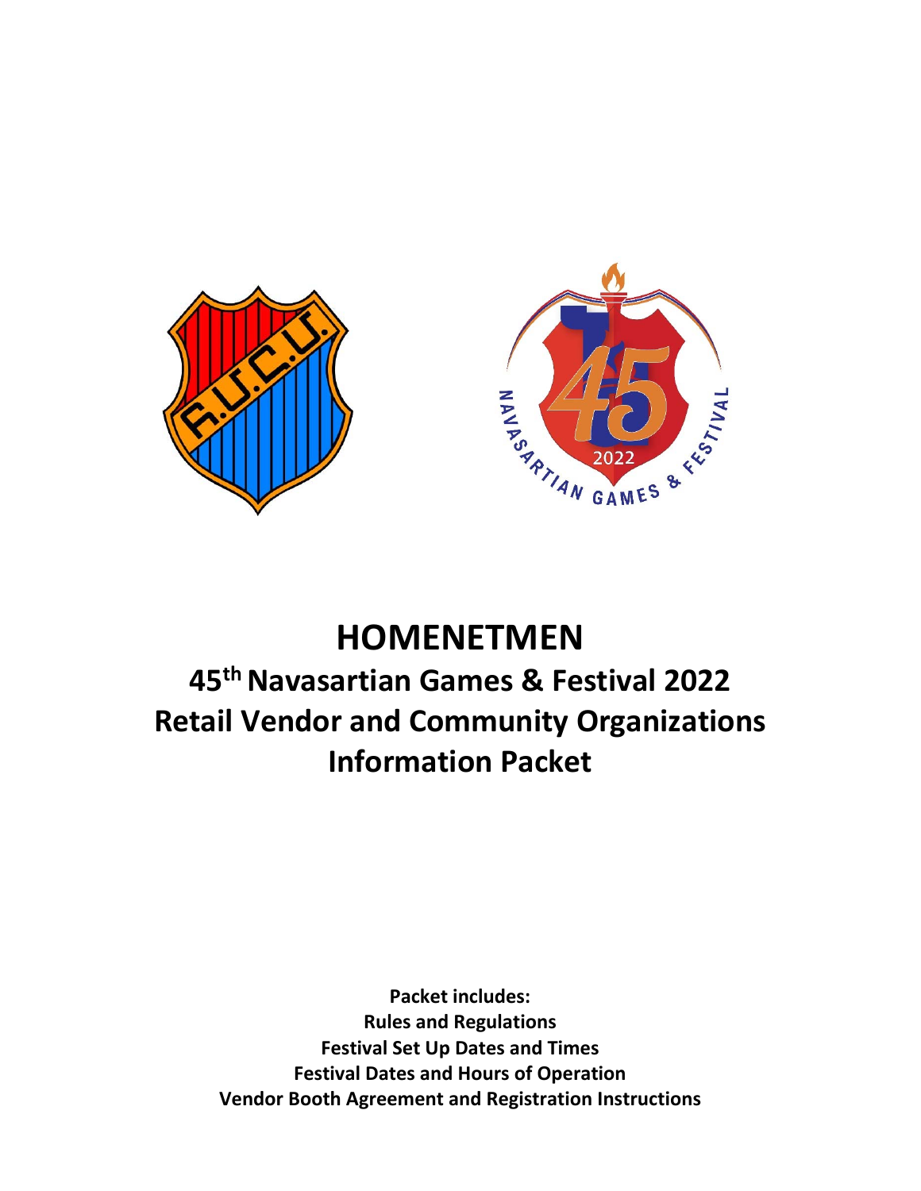# HOMENETMEN

## 45th Navasartian Games & Festival 2022

## Retail Vendor and Community Organizations Information Packet

**Packet includes:**
**Rules and Regulations**
**Festival Set Up Dates and Times**
**Festival Dates and Hours of Operation**
**Vendor Booth Agreement and Registration Instructions**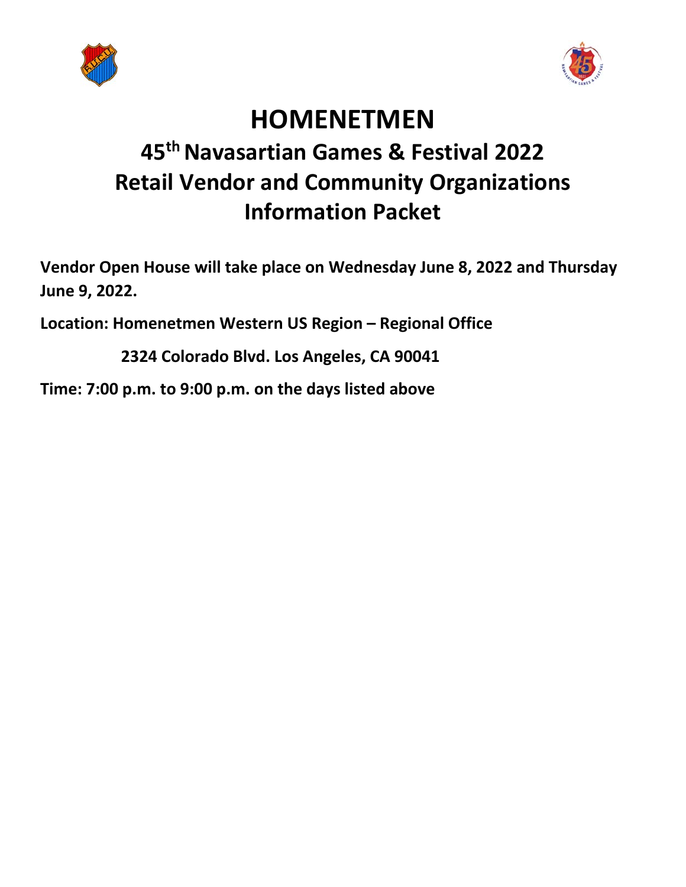# HOMENETMEN

## 45th Navasartian Games & Festival 2022
## Retail Vendor and Community Organizations Information Packet

**Vendor Open House will take place on Wednesday June 8, 2022 and Thursday June 9, 2022.**

**Location: Homenetmen Western US Region – Regional Office**

**2324 Colorado Blvd. Los Angeles, CA 90041**

**Time: 7:00 p.m. to 9:00 p.m. on the days listed above**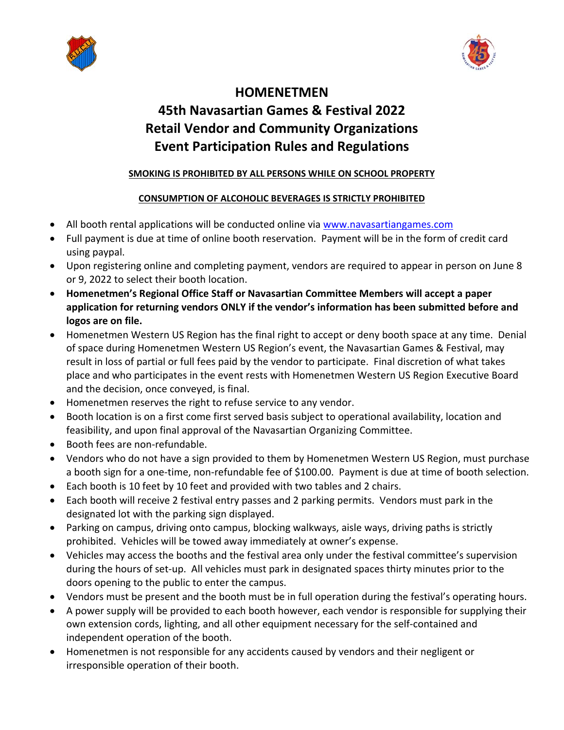# HOMENETMEN
# 45th Navasartian Games & Festival 2022
# Retail Vendor and Community Organizations
# Event Participation Rules and Regulations

**SMOKING IS PROHIBITED BY ALL PERSONS WHILE ON SCHOOL PROPERTY**

**CONSUMPTION OF ALCOHOLIC BEVERAGES IS STRICTLY PROHIBITED**

- All booth rental applications will be conducted online via [www.navasartiangames.com](http://www.navasartiangames.com)
- Full payment is due at time of online booth reservation. Payment will be in the form of credit card using paypal.
- Upon registering online and completing payment, vendors are required to appear in person on June 8 or 9, 2022 to select their booth location.
- **Homenetmen's Regional Office Staff or Navasartian Committee Members will accept a paper application for returning vendors ONLY if the vendor's information has been submitted before and logos are on file.**
- Homenetmen Western US Region has the final right to accept or deny booth space at any time. Denial of space during Homenetmen Western US Region's event, the Navasartian Games & Festival, may result in loss of partial or full fees paid by the vendor to participate. Final discretion of what takes place and who participates in the event rests with Homenetmen Western US Region Executive Board and the decision, once conveyed, is final.
- Homenetmen reserves the right to refuse service to any vendor.
- Booth location is on a first come first served basis subject to operational availability, location and feasibility, and upon final approval of the Navasartian Organizing Committee.
- Booth fees are non-refundable.
- Vendors who do not have a sign provided to them by Homenetmen Western US Region, must purchase a booth sign for a one-time, non-refundable fee of $100.00. Payment is due at time of booth selection.
- Each booth is 10 feet by 10 feet and provided with two tables and 2 chairs.
- Each booth will receive 2 festival entry passes and 2 parking permits. Vendors must park in the designated lot with the parking sign displayed.
- Parking on campus, driving onto campus, blocking walkways, aisle ways, driving paths is strictly prohibited. Vehicles will be towed away immediately at owner's expense.
- Vehicles may access the booths and the festival area only under the festival committee's supervision during the hours of set-up. All vehicles must park in designated spaces thirty minutes prior to the doors opening to the public to enter the campus.
- Vendors must be present and the booth must be in full operation during the festival's operating hours.
- A power supply will be provided to each booth however, each vendor is responsible for supplying their own extension cords, lighting, and all other equipment necessary for the self-contained and independent operation of the booth.
- Homenetmen is not responsible for any accidents caused by vendors and their negligent or irresponsible operation of their booth.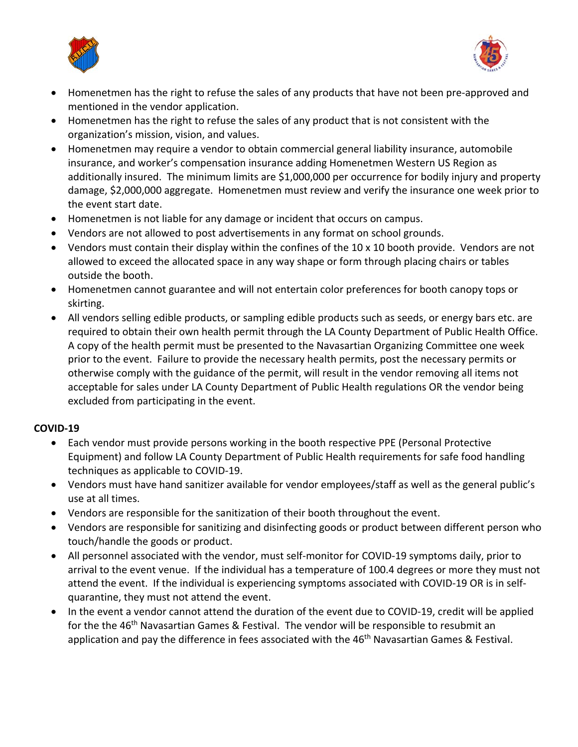- Homenetmen has the right to refuse the sales of any products that have not been pre-approved and mentioned in the vendor application.
- Homenetmen has the right to refuse the sales of any product that is not consistent with the organization's mission, vision, and values.
- Homenetmen may require a vendor to obtain commercial general liability insurance, automobile insurance, and worker's compensation insurance adding Homenetmen Western US Region as additionally insured. The minimum limits are $1,000,000 per occurrence for bodily injury and property damage, $2,000,000 aggregate. Homenetmen must review and verify the insurance one week prior to the event start date.
- Homenetmen is not liable for any damage or incident that occurs on campus.
- Vendors are not allowed to post advertisements in any format on school grounds.
- Vendors must contain their display within the confines of the 10 x 10 booth provide. Vendors are not allowed to exceed the allocated space in any way shape or form through placing chairs or tables outside the booth.
- Homenetmen cannot guarantee and will not entertain color preferences for booth canopy tops or skirting.
- All vendors selling edible products, or sampling edible products such as seeds, or energy bars etc. are required to obtain their own health permit through the LA County Department of Public Health Office. A copy of the health permit must be presented to the Navasartian Organizing Committee one week prior to the event. Failure to provide the necessary health permits, post the necessary permits or otherwise comply with the guidance of the permit, will result in the vendor removing all items not acceptable for sales under LA County Department of Public Health regulations OR the vendor being excluded from participating in the event.

**COVID-19**

- Each vendor must provide persons working in the booth respective PPE (Personal Protective Equipment) and follow LA County Department of Public Health requirements for safe food handling techniques as applicable to COVID-19.
- Vendors must have hand sanitizer available for vendor employees/staff as well as the general public's use at all times.
- Vendors are responsible for the sanitization of their booth throughout the event.
- Vendors are responsible for sanitizing and disinfecting goods or product between different person who touch/handle the goods or product.
- All personnel associated with the vendor, must self-monitor for COVID-19 symptoms daily, prior to arrival to the event venue. If the individual has a temperature of 100.4 degrees or more they must not attend the event. If the individual is experiencing symptoms associated with COVID-19 OR is in self-quarantine, they must not attend the event.
- In the event a vendor cannot attend the duration of the event due to COVID-19, credit will be applied for the the 46th Navasartian Games & Festival. The vendor will be responsible to resubmit an application and pay the difference in fees associated with the 46th Navasartian Games & Festival.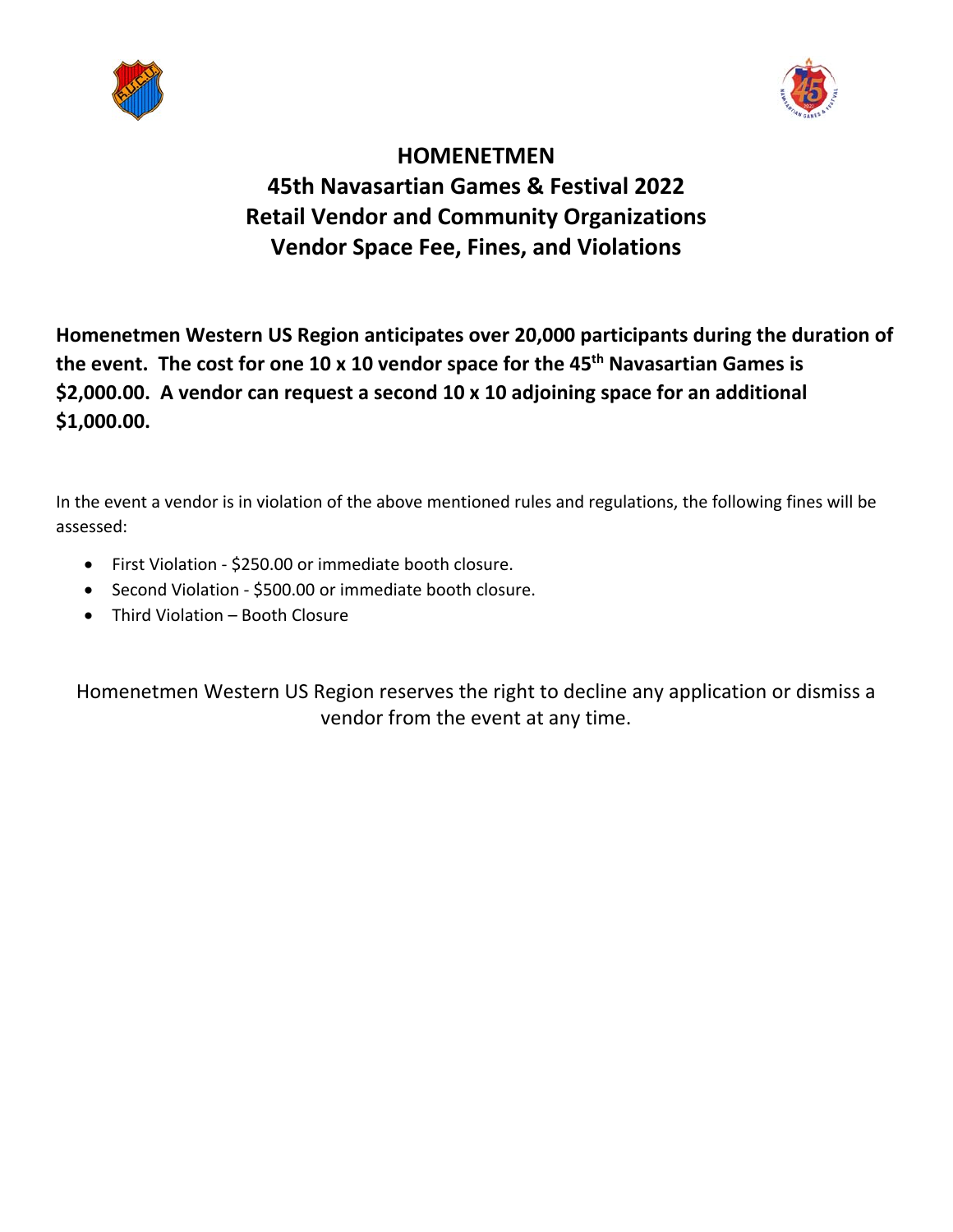# HOMENETMEN
## 45th Navasartian Games & Festival 2022
## Retail Vendor and Community Organizations
## Vendor Space Fee, Fines, and Violations

**Homenetmen Western US Region anticipates over 20,000 participants during the duration of the event. The cost for one 10 x 10 vendor space for the 45th Navasartian Games is $2,000.00. A vendor can request a second 10 x 10 adjoining space for an additional $1,000.00.**

In the event a vendor is in violation of the above mentioned rules and regulations, the following fines will be assessed:

- First Violation - $250.00 or immediate booth closure.
- Second Violation - $500.00 or immediate booth closure.
- Third Violation – Booth Closure

Homenetmen Western US Region reserves the right to decline any application or dismiss a vendor from the event at any time.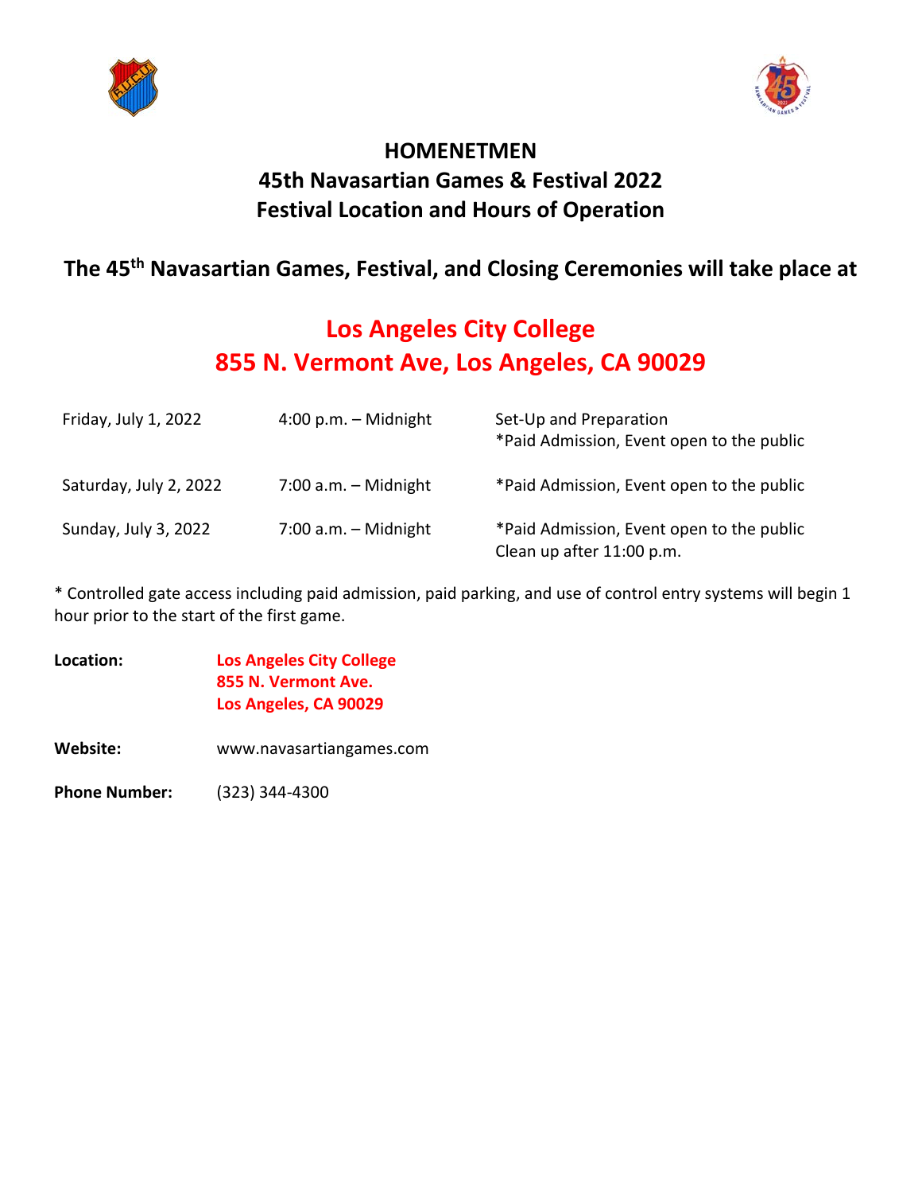# HOMENETMEN
## 45th Navasartian Games & Festival 2022
## Festival Location and Hours of Operation

### The 45th Navasartian Games, Festival, and Closing Ceremonies will take place at

## Los Angeles City College
## 855 N. Vermont Ave, Los Angeles, CA 90029

| | | |
|---|---|---|
| Friday, July 1, 2022 | 4:00 p.m. – Midnight | Set-Up and Preparation<br>*Paid Admission, Event open to the public |
| Saturday, July 2, 2022 | 7:00 a.m. – Midnight | *Paid Admission, Event open to the public |
| Sunday, July 3, 2022 | 7:00 a.m. – Midnight | *Paid Admission, Event open to the public<br>Clean up after 11:00 p.m. |

* Controlled gate access including paid admission, paid parking, and use of control entry systems will begin 1 hour prior to the start of the first game.

**Location:** **Los Angeles City College**
**855 N. Vermont Ave.**
**Los Angeles, CA 90029**

**Website:** www.navasartiangames.com

**Phone Number:** (323) 344-4300